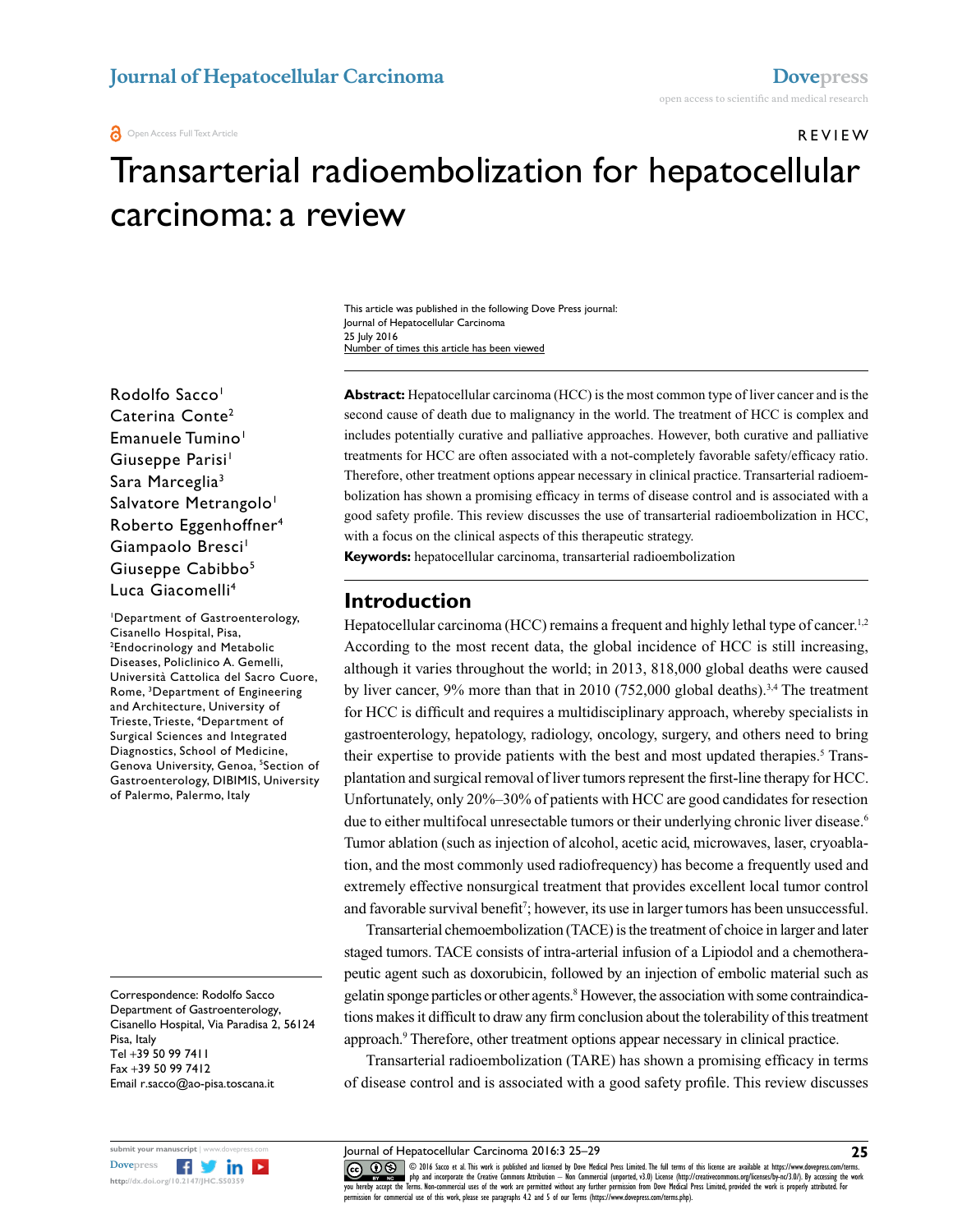Open Access Full Text Article

REVIEW

# Transarterial radioembolization for hepatocellular carcinoma: a review

This article was published in the following Dove Press journal:
Journal of Hepatocellular Carcinoma
25 July 2016
Number of times this article has been viewed

Rodolfo Sacco[1]
Caterina Conte[2]
Emanuele Tumino[1]
Giuseppe Parisi[1]
Sara Marceglia[3]
Salvatore Metrangolo[1]
Roberto Eggenhoffner[4]
Giampaolo Bresci[1]
Giuseppe Cabibbo[5]
Luca Giacomelli[4]

[1]Department of Gastroenterology, Cisanello Hospital, Pisa, [2]Endocrinology and Metabolic Diseases, Policlinico A. Gemelli, Università Cattolica del Sacro Cuore, Rome, [3]Department of Engineering and Architecture, University of Trieste, Trieste, [4]Department of Surgical Sciences and Integrated Diagnostics, School of Medicine, Genova University, Genoa, [5]Section of Gastroenterology, DIBIMIS, University of Palermo, Palermo, Italy

Correspondence: Rodolfo Sacco
Department of Gastroenterology, Cisanello Hospital, Via Paradisa 2, 56124 Pisa, Italy
Tel +39 50 99 7411
Fax +39 50 99 7412
Email r.sacco@ao-pisa.toscana.it

**Abstract:** Hepatocellular carcinoma (HCC) is the most common type of liver cancer and is the second cause of death due to malignancy in the world. The treatment of HCC is complex and includes potentially curative and palliative approaches. However, both curative and palliative treatments for HCC are often associated with a not-completely favorable safety/efficacy ratio. Therefore, other treatment options appear necessary in clinical practice. Transarterial radioembolization has shown a promising efficacy in terms of disease control and is associated with a good safety profile. This review discusses the use of transarterial radioembolization in HCC, with a focus on the clinical aspects of this therapeutic strategy.

**Keywords:** hepatocellular carcinoma, transarterial radioembolization

## Introduction

Hepatocellular carcinoma (HCC) remains a frequent and highly lethal type of cancer.[1,2] According to the most recent data, the global incidence of HCC is still increasing, although it varies throughout the world; in 2013, 818,000 global deaths were caused by liver cancer, 9% more than that in 2010 (752,000 global deaths).[3,4] The treatment for HCC is difficult and requires a multidisciplinary approach, whereby specialists in gastroenterology, hepatology, radiology, oncology, surgery, and others need to bring their expertise to provide patients with the best and most updated therapies.[5] Transplantation and surgical removal of liver tumors represent the first-line therapy for HCC. Unfortunately, only 20%–30% of patients with HCC are good candidates for resection due to either multifocal unresectable tumors or their underlying chronic liver disease.[6] Tumor ablation (such as injection of alcohol, acetic acid, microwaves, laser, cryoablation, and the most commonly used radiofrequency) has become a frequently used and extremely effective nonsurgical treatment that provides excellent local tumor control and favorable survival benefit[7]; however, its use in larger tumors has been unsuccessful.

Transarterial chemoembolization (TACE) is the treatment of choice in larger and later staged tumors. TACE consists of intra-arterial infusion of a Lipiodol and a chemotherapeutic agent such as doxorubicin, followed by an injection of embolic material such as gelatin sponge particles or other agents.[8] However, the association with some contraindications makes it difficult to draw any firm conclusion about the tolerability of this treatment approach.[9] Therefore, other treatment options appear necessary in clinical practice.

Transarterial radioembolization (TARE) has shown a promising efficacy in terms of disease control and is associated with a good safety profile. This review discusses

© 2016 Sacco et al. This work is published and licensed by Dove Medical Press Limited. The full terms of this license are available at https://www.dovepress.com/terms.php and incorporate the Creative Commons Attribution – Non Commercial (unported, v3.0) License (http://creativecommons.org/licenses/by-nc/3.0/). By accessing the work you hereby accept the Terms. Non-commercial uses of the work are permitted without any further permission from Dove Medical Press Limited, provided the work is properly attributed. For permission for commercial use of this work, please see paragraphs 4.2 and 5 of our Terms (https://www.dovepress.com/terms.php).

http://dx.doi.org/10.2147/JHC.S50359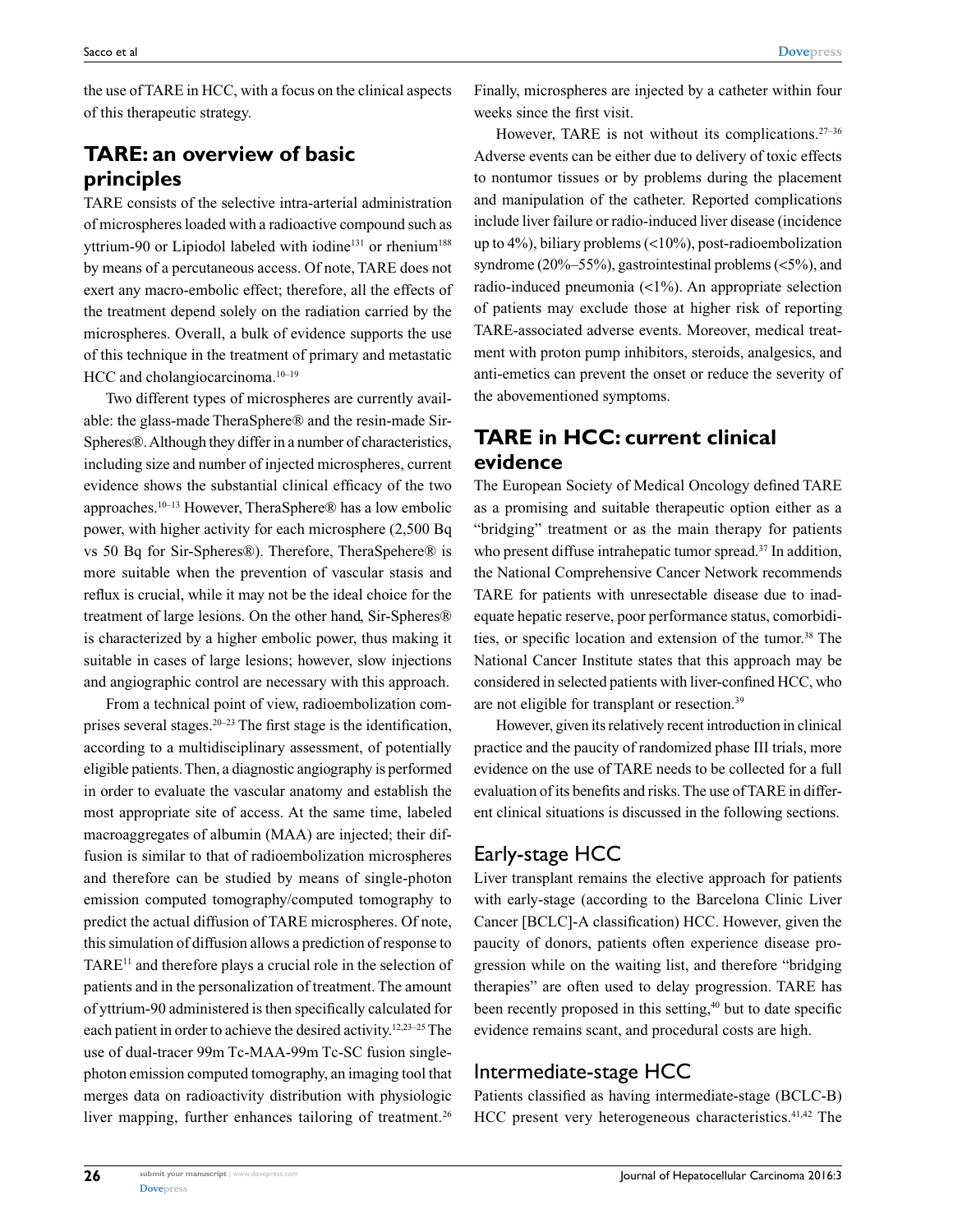the use of TARE in HCC, with a focus on the clinical aspects of this therapeutic strategy.

## TARE: an overview of basic principles

TARE consists of the selective intra-arterial administration of microspheres loaded with a radioactive compound such as yttrium-90 or Lipiodol labeled with iodine[131] or rhenium[188] by means of a percutaneous access. Of note, TARE does not exert any macro-embolic effect; therefore, all the effects of the treatment depend solely on the radiation carried by the microspheres. Overall, a bulk of evidence supports the use of this technique in the treatment of primary and metastatic HCC and cholangiocarcinoma.[10–19]

Two different types of microspheres are currently available: the glass-made TheraSphere® and the resin-made Sir-Spheres®. Although they differ in a number of characteristics, including size and number of injected microspheres, current evidence shows the substantial clinical efficacy of the two approaches.[10–13] However, TheraSphere® has a low embolic power, with higher activity for each microsphere (2,500 Bq vs 50 Bq for Sir-Spheres®). Therefore, TheraSpehere® is more suitable when the prevention of vascular stasis and reflux is crucial, while it may not be the ideal choice for the treatment of large lesions. On the other hand, Sir-Spheres® is characterized by a higher embolic power, thus making it suitable in cases of large lesions; however, slow injections and angiographic control are necessary with this approach.

From a technical point of view, radioembolization comprises several stages.[20–23] The first stage is the identification, according to a multidisciplinary assessment, of potentially eligible patients. Then, a diagnostic angiography is performed in order to evaluate the vascular anatomy and establish the most appropriate site of access. At the same time, labeled macroaggregates of albumin (MAA) are injected; their diffusion is similar to that of radioembolization microspheres and therefore can be studied by means of single-photon emission computed tomography/computed tomography to predict the actual diffusion of TARE microspheres. Of note, this simulation of diffusion allows a prediction of response to TARE[11] and therefore plays a crucial role in the selection of patients and in the personalization of treatment. The amount of yttrium-90 administered is then specifically calculated for each patient in order to achieve the desired activity.[12,23–25] The use of dual-tracer 99m Tc-MAA-99m Tc-SC fusion single-photon emission computed tomography, an imaging tool that merges data on radioactivity distribution with physiologic liver mapping, further enhances tailoring of treatment.[26] Finally, microspheres are injected by a catheter within four weeks since the first visit.

However, TARE is not without its complications.[27–36] Adverse events can be either due to delivery of toxic effects to nontumor tissues or by problems during the placement and manipulation of the catheter. Reported complications include liver failure or radio-induced liver disease (incidence up to 4%), biliary problems (<10%), post-radioembolization syndrome (20%–55%), gastrointestinal problems (<5%), and radio-induced pneumonia (<1%). An appropriate selection of patients may exclude those at higher risk of reporting TARE-associated adverse events. Moreover, medical treatment with proton pump inhibitors, steroids, analgesics, and anti-emetics can prevent the onset or reduce the severity of the abovementioned symptoms.

## TARE in HCC: current clinical evidence

The European Society of Medical Oncology defined TARE as a promising and suitable therapeutic option either as a "bridging" treatment or as the main therapy for patients who present diffuse intrahepatic tumor spread.[37] In addition, the National Comprehensive Cancer Network recommends TARE for patients with unresectable disease due to inadequate hepatic reserve, poor performance status, comorbidities, or specific location and extension of the tumor.[38] The National Cancer Institute states that this approach may be considered in selected patients with liver-confined HCC, who are not eligible for transplant or resection.[39]

However, given its relatively recent introduction in clinical practice and the paucity of randomized phase III trials, more evidence on the use of TARE needs to be collected for a full evaluation of its benefits and risks. The use of TARE in different clinical situations is discussed in the following sections.

### Early-stage HCC

Liver transplant remains the elective approach for patients with early-stage (according to the Barcelona Clinic Liver Cancer [BCLC]-A classification) HCC. However, given the paucity of donors, patients often experience disease progression while on the waiting list, and therefore "bridging therapies" are often used to delay progression. TARE has been recently proposed in this setting,[40] but to date specific evidence remains scant, and procedural costs are high.

### Intermediate-stage HCC

Patients classified as having intermediate-stage (BCLC-B) HCC present very heterogeneous characteristics.[41,42] The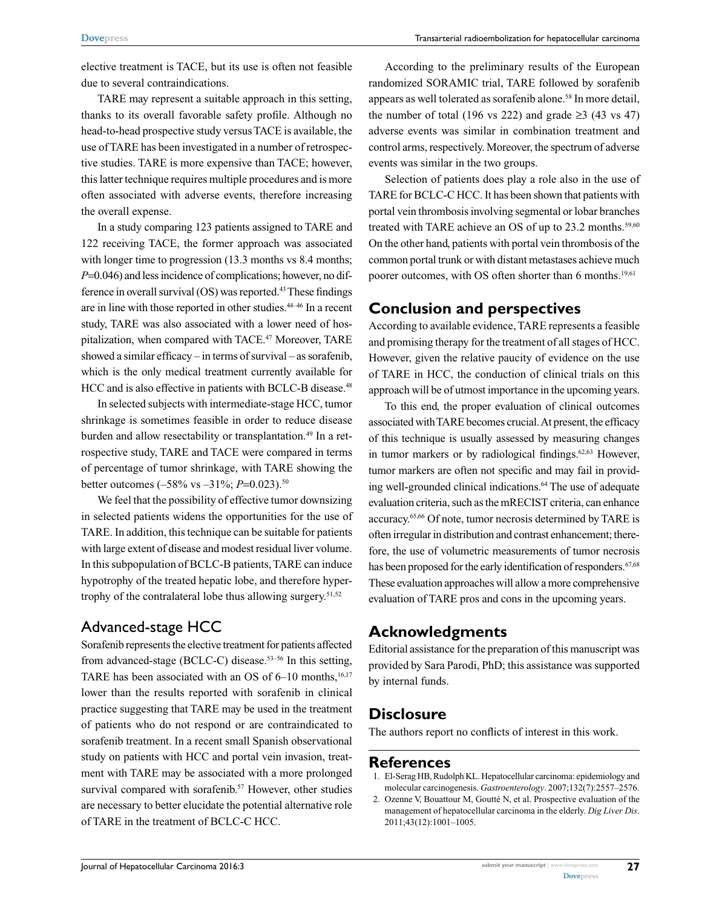elective treatment is TACE, but its use is often not feasible due to several contraindications.

TARE may represent a suitable approach in this setting, thanks to its overall favorable safety profile. Although no head-to-head prospective study versus TACE is available, the use of TARE has been investigated in a number of retrospective studies. TARE is more expensive than TACE; however, this latter technique requires multiple procedures and is more often associated with adverse events, therefore increasing the overall expense.

In a study comparing 123 patients assigned to TARE and 122 receiving TACE, the former approach was associated with longer time to progression (13.3 months vs 8.4 months; *P*=0.046) and less incidence of complications; however, no difference in overall survival (OS) was reported.[43] These findings are in line with those reported in other studies.[44–46] In a recent study, TARE was also associated with a lower need of hospitalization, when compared with TACE.[47] Moreover, TARE showed a similar efficacy – in terms of survival – as sorafenib, which is the only medical treatment currently available for HCC and is also effective in patients with BCLC-B disease.[48]

In selected subjects with intermediate-stage HCC, tumor shrinkage is sometimes feasible in order to reduce disease burden and allow resectability or transplantation.[49] In a retrospective study, TARE and TACE were compared in terms of percentage of tumor shrinkage, with TARE showing the better outcomes (–58% vs –31%; *P*=0.023).[50]

We feel that the possibility of effective tumor downsizing in selected patients widens the opportunities for the use of TARE. In addition, this technique can be suitable for patients with large extent of disease and modest residual liver volume. In this subpopulation of BCLC-B patients, TARE can induce hypotrophy of the treated hepatic lobe, and therefore hypertrophy of the contralateral lobe thus allowing surgery.[51,52]

### Advanced-stage HCC

Sorafenib represents the elective treatment for patients affected from advanced-stage (BCLC-C) disease.[53–56] In this setting, TARE has been associated with an OS of 6–10 months,[16,17] lower than the results reported with sorafenib in clinical practice suggesting that TARE may be used in the treatment of patients who do not respond or are contraindicated to sorafenib treatment. In a recent small Spanish observational study on patients with HCC and portal vein invasion, treatment with TARE may be associated with a more prolonged survival compared with sorafenib.[57] However, other studies are necessary to better elucidate the potential alternative role of TARE in the treatment of BCLC-C HCC.

According to the preliminary results of the European randomized SORAMIC trial, TARE followed by sorafenib appears as well tolerated as sorafenib alone.[58] In more detail, the number of total (196 vs 222) and grade ≥3 (43 vs 47) adverse events was similar in combination treatment and control arms, respectively. Moreover, the spectrum of adverse events was similar in the two groups.

Selection of patients does play a role also in the use of TARE for BCLC-C HCC. It has been shown that patients with portal vein thrombosis involving segmental or lobar branches treated with TARE achieve an OS of up to 23.2 months.[59,60] On the other hand, patients with portal vein thrombosis of the common portal trunk or with distant metastases achieve much poorer outcomes, with OS often shorter than 6 months.[19,61]

## Conclusion and perspectives

According to available evidence, TARE represents a feasible and promising therapy for the treatment of all stages of HCC. However, given the relative paucity of evidence on the use of TARE in HCC, the conduction of clinical trials on this approach will be of utmost importance in the upcoming years.

To this end, the proper evaluation of clinical outcomes associated with TARE becomes crucial. At present, the efficacy of this technique is usually assessed by measuring changes in tumor markers or by radiological findings.[62,63] However, tumor markers are often not specific and may fail in providing well-grounded clinical indications.[64] The use of adequate evaluation criteria, such as the mRECIST criteria, can enhance accuracy.[65,66] Of note, tumor necrosis determined by TARE is often irregular in distribution and contrast enhancement; therefore, the use of volumetric measurements of tumor necrosis has been proposed for the early identification of responders.[67,68] These evaluation approaches will allow a more comprehensive evaluation of TARE pros and cons in the upcoming years.

## Acknowledgments

Editorial assistance for the preparation of this manuscript was provided by Sara Parodi, PhD; this assistance was supported by internal funds.

## Disclosure

The authors report no conflicts of interest in this work.

## References

1. El-Serag HB, Rudolph KL. Hepatocellular carcinoma: epidemiology and molecular carcinogenesis. *Gastroenterology*. 2007;132(7):2557–2576.
2. Ozenne V, Bouattour M, Goutté N, et al. Prospective evaluation of the management of hepatocellular carcinoma in the elderly. *Dig Liver Dis*. 2011;43(12):1001–1005.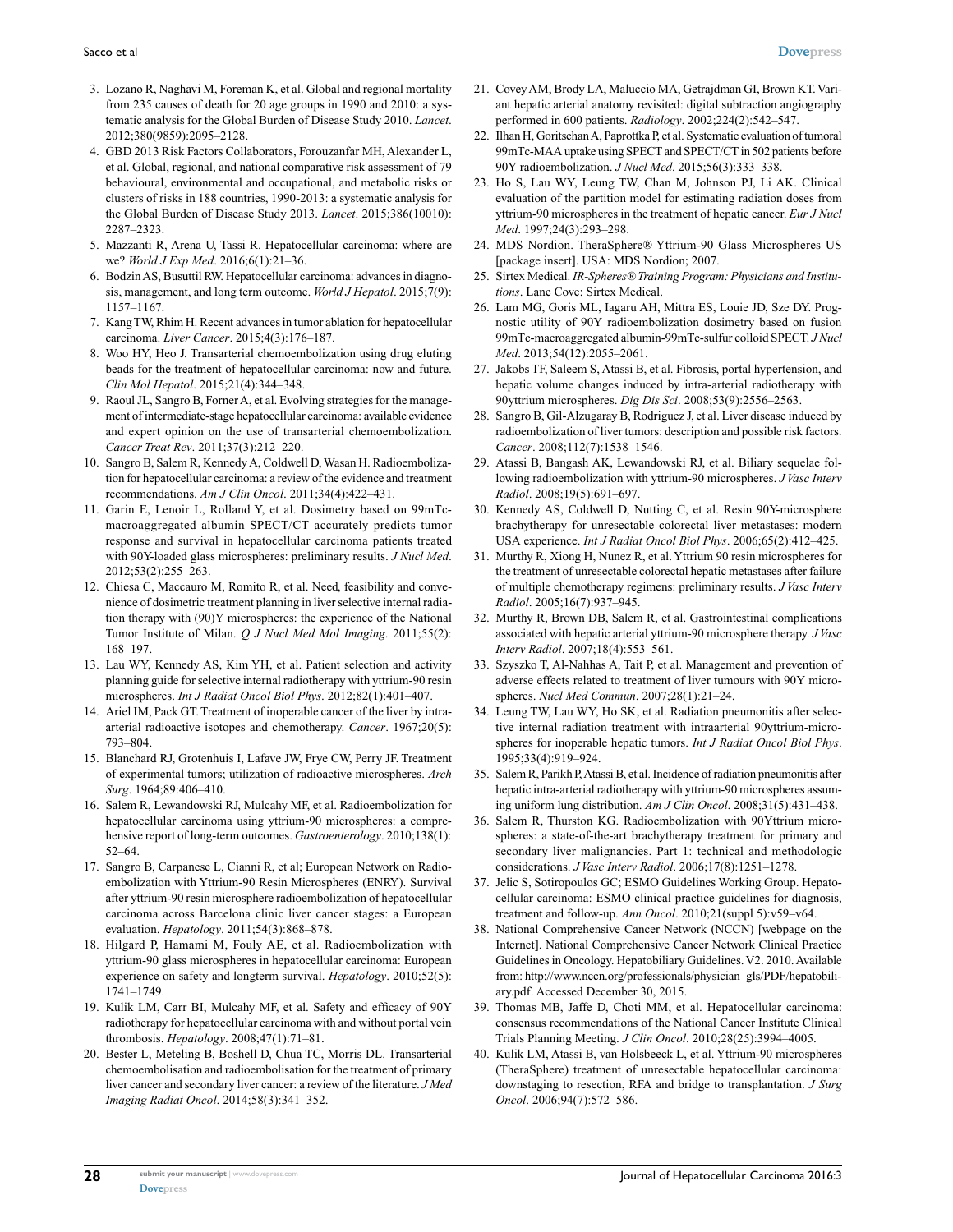3. Lozano R, Naghavi M, Foreman K, et al. Global and regional mortality from 235 causes of death for 20 age groups in 1990 and 2010: a systematic analysis for the Global Burden of Disease Study 2010. *Lancet*. 2012;380(9859):2095–2128.
4. GBD 2013 Risk Factors Collaborators, Forouzanfar MH, Alexander L, et al. Global, regional, and national comparative risk assessment of 79 behavioural, environmental and occupational, and metabolic risks or clusters of risks in 188 countries, 1990-2013: a systematic analysis for the Global Burden of Disease Study 2013. *Lancet*. 2015;386(10010): 2287–2323.
5. Mazzanti R, Arena U, Tassi R. Hepatocellular carcinoma: where are we? *World J Exp Med*. 2016;6(1):21–36.
6. Bodzin AS, Busuttil RW. Hepatocellular carcinoma: advances in diagnosis, management, and long term outcome. *World J Hepatol*. 2015;7(9): 1157–1167.
7. Kang TW, Rhim H. Recent advances in tumor ablation for hepatocellular carcinoma. *Liver Cancer*. 2015;4(3):176–187.
8. Woo HY, Heo J. Transarterial chemoembolization using drug eluting beads for the treatment of hepatocellular carcinoma: now and future. *Clin Mol Hepatol*. 2015;21(4):344–348.
9. Raoul JL, Sangro B, Forner A, et al. Evolving strategies for the management of intermediate-stage hepatocellular carcinoma: available evidence and expert opinion on the use of transarterial chemoembolization. *Cancer Treat Rev*. 2011;37(3):212–220.
10. Sangro B, Salem R, Kennedy A, Coldwell D, Wasan H. Radioembolization for hepatocellular carcinoma: a review of the evidence and treatment recommendations. *Am J Clin Oncol*. 2011;34(4):422–431.
11. Garin E, Lenoir L, Rolland Y, et al. Dosimetry based on 99mTc-macroaggregated albumin SPECT/CT accurately predicts tumor response and survival in hepatocellular carcinoma patients treated with 90Y-loaded glass microspheres: preliminary results. *J Nucl Med*. 2012;53(2):255–263.
12. Chiesa C, Maccauro M, Romito R, et al. Need, feasibility and convenience of dosimetric treatment planning in liver selective internal radiation therapy with (90)Y microspheres: the experience of the National Tumor Institute of Milan. *Q J Nucl Med Mol Imaging*. 2011;55(2): 168–197.
13. Lau WY, Kennedy AS, Kim YH, et al. Patient selection and activity planning guide for selective internal radiotherapy with yttrium-90 resin microspheres. *Int J Radiat Oncol Biol Phys*. 2012;82(1):401–407.
14. Ariel IM, Pack GT. Treatment of inoperable cancer of the liver by intra-arterial radioactive isotopes and chemotherapy. *Cancer*. 1967;20(5): 793–804.
15. Blanchard RJ, Grotenhuis I, Lafave JW, Frye CW, Perry JF. Treatment of experimental tumors; utilization of radioactive microspheres. *Arch Surg*. 1964;89:406–410.
16. Salem R, Lewandowski RJ, Mulcahy MF, et al. Radioembolization for hepatocellular carcinoma using yttrium-90 microspheres: a comprehensive report of long-term outcomes. *Gastroenterology*. 2010;138(1): 52–64.
17. Sangro B, Carpanese L, Cianni R, et al; European Network on Radioembolization with Yttrium-90 Resin Microspheres (ENRY). Survival after yttrium-90 resin microsphere radioembolization of hepatocellular carcinoma across Barcelona clinic liver cancer stages: a European evaluation. *Hepatology*. 2011;54(3):868–878.
18. Hilgard P, Hamami M, Fouly AE, et al. Radioembolization with yttrium-90 glass microspheres in hepatocellular carcinoma: European experience on safety and longterm survival. *Hepatology*. 2010;52(5): 1741–1749.
19. Kulik LM, Carr BI, Mulcahy MF, et al. Safety and efficacy of 90Y radiotherapy for hepatocellular carcinoma with and without portal vein thrombosis. *Hepatology*. 2008;47(1):71–81.
20. Bester L, Meteling B, Boshell D, Chua TC, Morris DL. Transarterial chemoembolisation and radioembolisation for the treatment of primary liver cancer and secondary liver cancer: a review of the literature. *J Med Imaging Radiat Oncol*. 2014;58(3):341–352.
21. Covey AM, Brody LA, Maluccio MA, Getrajdman GI, Brown KT. Variant hepatic arterial anatomy revisited: digital subtraction angiography performed in 600 patients. *Radiology*. 2002;224(2):542–547.
22. Ilhan H, Goritschan A, Paprottka P, et al. Systematic evaluation of tumoral 99mTc-MAA uptake using SPECT and SPECT/CT in 502 patients before 90Y radioembolization. *J Nucl Med*. 2015;56(3):333–338.
23. Ho S, Lau WY, Leung TW, Chan M, Johnson PJ, Li AK. Clinical evaluation of the partition model for estimating radiation doses from yttrium-90 microspheres in the treatment of hepatic cancer. *Eur J Nucl Med*. 1997;24(3):293–298.
24. MDS Nordion. TheraSphere® Yttrium-90 Glass Microspheres US [package insert]. USA: MDS Nordion; 2007.
25. Sirtex Medical. *IR-Spheres® Training Program: Physicians and Institutions*. Lane Cove: Sirtex Medical.
26. Lam MG, Goris ML, Iagaru AH, Mittra ES, Louie JD, Sze DY. Prognostic utility of 90Y radioembolization dosimetry based on fusion 99mTc-macroaggregated albumin-99mTc-sulfur colloid SPECT. *J Nucl Med*. 2013;54(12):2055–2061.
27. Jakobs TF, Saleem S, Atassi B, et al. Fibrosis, portal hypertension, and hepatic volume changes induced by intra-arterial radiotherapy with 90yttrium microspheres. *Dig Dis Sci*. 2008;53(9):2556–2563.
28. Sangro B, Gil-Alzugaray B, Rodriguez J, et al. Liver disease induced by radioembolization of liver tumors: description and possible risk factors. *Cancer*. 2008;112(7):1538–1546.
29. Atassi B, Bangash AK, Lewandowski RJ, et al. Biliary sequelae following radioembolization with yttrium-90 microspheres. *J Vasc Interv Radiol*. 2008;19(5):691–697.
30. Kennedy AS, Coldwell D, Nutting C, et al. Resin 90Y-microsphere brachytherapy for unresectable colorectal liver metastases: modern USA experience. *Int J Radiat Oncol Biol Phys*. 2006;65(2):412–425.
31. Murthy R, Xiong H, Nunez R, et al. Yttrium 90 resin microspheres for the treatment of unresectable colorectal hepatic metastases after failure of multiple chemotherapy regimens: preliminary results. *J Vasc Interv Radiol*. 2005;16(7):937–945.
32. Murthy R, Brown DB, Salem R, et al. Gastrointestinal complications associated with hepatic arterial yttrium-90 microsphere therapy. *J Vasc Interv Radiol*. 2007;18(4):553–561.
33. Szyszko T, Al-Nahhas A, Tait P, et al. Management and prevention of adverse effects related to treatment of liver tumours with 90Y microspheres. *Nucl Med Commun*. 2007;28(1):21–24.
34. Leung TW, Lau WY, Ho SK, et al. Radiation pneumonitis after selective internal radiation treatment with intraarterial 90yttrium-microspheres for inoperable hepatic tumors. *Int J Radiat Oncol Biol Phys*. 1995;33(4):919–924.
35. Salem R, Parikh P, Atassi B, et al. Incidence of radiation pneumonitis after hepatic intra-arterial radiotherapy with yttrium-90 microspheres assuming uniform lung distribution. *Am J Clin Oncol*. 2008;31(5):431–438.
36. Salem R, Thurston KG. Radioembolization with 90Yttrium microspheres: a state-of-the-art brachytherapy treatment for primary and secondary liver malignancies. Part 1: technical and methodologic considerations. *J Vasc Interv Radiol*. 2006;17(8):1251–1278.
37. Jelic S, Sotiropoulos GC; ESMO Guidelines Working Group. Hepatocellular carcinoma: ESMO clinical practice guidelines for diagnosis, treatment and follow-up. *Ann Oncol*. 2010;21(suppl 5):v59–v64.
38. National Comprehensive Cancer Network (NCCN) [webpage on the Internet]. National Comprehensive Cancer Network Clinical Practice Guidelines in Oncology. Hepatobiliary Guidelines. V2. 2010. Available from: http://www.nccn.org/professionals/physician_gls/PDF/hepatobiliary.pdf. Accessed December 30, 2015.
39. Thomas MB, Jaffe D, Choti MM, et al. Hepatocellular carcinoma: consensus recommendations of the National Cancer Institute Clinical Trials Planning Meeting. *J Clin Oncol*. 2010;28(25):3994–4005.
40. Kulik LM, Atassi B, van Holsbeeck L, et al. Yttrium-90 microspheres (TheraSphere) treatment of unresectable hepatocellular carcinoma: downstaging to resection, RFA and bridge to transplantation. *J Surg Oncol*. 2006;94(7):572–586.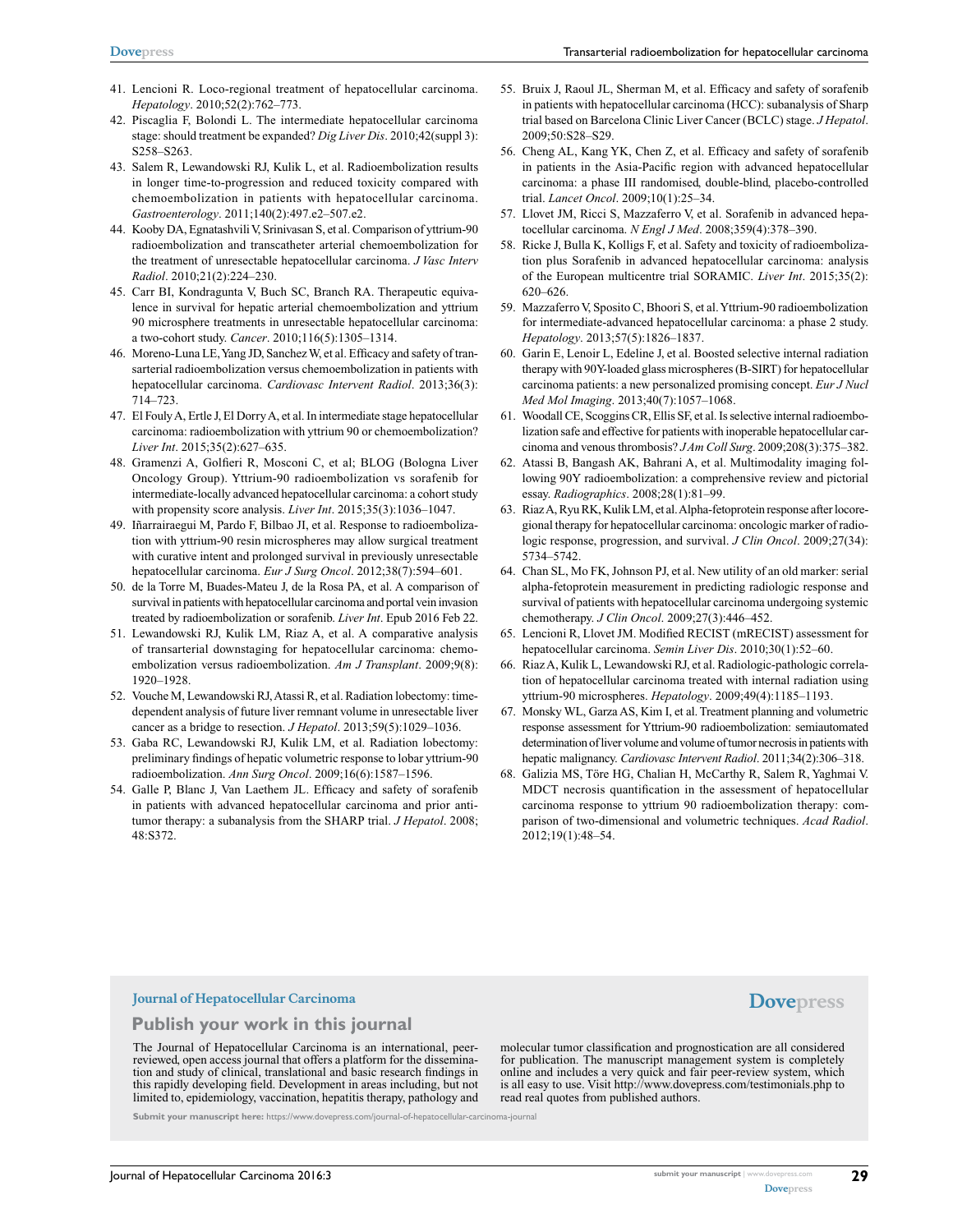41. Lencioni R. Loco-regional treatment of hepatocellular carcinoma. *Hepatology*. 2010;52(2):762–773.
42. Piscaglia F, Bolondi L. The intermediate hepatocellular carcinoma stage: should treatment be expanded? *Dig Liver Dis*. 2010;42(suppl 3): S258–S263.
43. Salem R, Lewandowski RJ, Kulik L, et al. Radioembolization results in longer time-to-progression and reduced toxicity compared with chemoembolization in patients with hepatocellular carcinoma. *Gastroenterology*. 2011;140(2):497.e2–507.e2.
44. Kooby DA, Egnatashvili V, Srinivasan S, et al. Comparison of yttrium-90 radioembolization and transcatheter arterial chemoembolization for the treatment of unresectable hepatocellular carcinoma. *J Vasc Interv Radiol*. 2010;21(2):224–230.
45. Carr BI, Kondragunta V, Buch SC, Branch RA. Therapeutic equivalence in survival for hepatic arterial chemoembolization and yttrium 90 microsphere treatments in unresectable hepatocellular carcinoma: a two-cohort study. *Cancer*. 2010;116(5):1305–1314.
46. Moreno-Luna LE, Yang JD, Sanchez W, et al. Efficacy and safety of transarterial radioembolization versus chemoembolization in patients with hepatocellular carcinoma. *Cardiovasc Intervent Radiol*. 2013;36(3): 714–723.
47. El Fouly A, Ertle J, El Dorry A, et al. In intermediate stage hepatocellular carcinoma: radioembolization with yttrium 90 or chemoembolization? *Liver Int*. 2015;35(2):627–635.
48. Gramenzi A, Golfieri R, Mosconi C, et al; BLOG (Bologna Liver Oncology Group). Yttrium-90 radioembolization vs sorafenib for intermediate-locally advanced hepatocellular carcinoma: a cohort study with propensity score analysis. *Liver Int*. 2015;35(3):1036–1047.
49. Iñarrairaegui M, Pardo F, Bilbao JI, et al. Response to radioembolization with yttrium-90 resin microspheres may allow surgical treatment with curative intent and prolonged survival in previously unresectable hepatocellular carcinoma. *Eur J Surg Oncol*. 2012;38(7):594–601.
50. de la Torre M, Buades-Mateu J, de la Rosa PA, et al. A comparison of survival in patients with hepatocellular carcinoma and portal vein invasion treated by radioembolization or sorafenib. *Liver Int*. Epub 2016 Feb 22.
51. Lewandowski RJ, Kulik LM, Riaz A, et al. A comparative analysis of transarterial downstaging for hepatocellular carcinoma: chemoembolization versus radioembolization. *Am J Transplant*. 2009;9(8): 1920–1928.
52. Vouche M, Lewandowski RJ, Atassi R, et al. Radiation lobectomy: time-dependent analysis of future liver remnant volume in unresectable liver cancer as a bridge to resection. *J Hepatol*. 2013;59(5):1029–1036.
53. Gaba RC, Lewandowski RJ, Kulik LM, et al. Radiation lobectomy: preliminary findings of hepatic volumetric response to lobar yttrium-90 radioembolization. *Ann Surg Oncol*. 2009;16(6):1587–1596.
54. Galle P, Blanc J, Van Laethem JL. Efficacy and safety of sorafenib in patients with advanced hepatocellular carcinoma and prior anti-tumor therapy: a subanalysis from the SHARP trial. *J Hepatol*. 2008; 48:S372.
55. Bruix J, Raoul JL, Sherman M, et al. Efficacy and safety of sorafenib in patients with hepatocellular carcinoma (HCC): subanalysis of Sharp trial based on Barcelona Clinic Liver Cancer (BCLC) stage. *J Hepatol*. 2009;50:S28–S29.
56. Cheng AL, Kang YK, Chen Z, et al. Efficacy and safety of sorafenib in patients in the Asia-Pacific region with advanced hepatocellular carcinoma: a phase III randomised, double-blind, placebo-controlled trial. *Lancet Oncol*. 2009;10(1):25–34.
57. Llovet JM, Ricci S, Mazzaferro V, et al. Sorafenib in advanced hepatocellular carcinoma. *N Engl J Med*. 2008;359(4):378–390.
58. Ricke J, Bulla K, Kolligs F, et al. Safety and toxicity of radioembolization plus Sorafenib in advanced hepatocellular carcinoma: analysis of the European multicentre trial SORAMIC. *Liver Int*. 2015;35(2): 620–626.
59. Mazzaferro V, Sposito C, Bhoori S, et al. Yttrium-90 radioembolization for intermediate-advanced hepatocellular carcinoma: a phase 2 study. *Hepatology*. 2013;57(5):1826–1837.
60. Garin E, Lenoir L, Edeline J, et al. Boosted selective internal radiation therapy with 90Y-loaded glass microspheres (B-SIRT) for hepatocellular carcinoma patients: a new personalized promising concept. *Eur J Nucl Med Mol Imaging*. 2013;40(7):1057–1068.
61. Woodall CE, Scoggins CR, Ellis SF, et al. Is selective internal radioembolization safe and effective for patients with inoperable hepatocellular carcinoma and venous thrombosis? *J Am Coll Surg*. 2009;208(3):375–382.
62. Atassi B, Bangash AK, Bahrani A, et al. Multimodality imaging following 90Y radioembolization: a comprehensive review and pictorial essay. *Radiographics*. 2008;28(1):81–99.
63. Riaz A, Ryu RK, Kulik LM, et al. Alpha-fetoprotein response after locoregional therapy for hepatocellular carcinoma: oncologic marker of radiologic response, progression, and survival. *J Clin Oncol*. 2009;27(34): 5734–5742.
64. Chan SL, Mo FK, Johnson PJ, et al. New utility of an old marker: serial alpha-fetoprotein measurement in predicting radiologic response and survival of patients with hepatocellular carcinoma undergoing systemic chemotherapy. *J Clin Oncol*. 2009;27(3):446–452.
65. Lencioni R, Llovet JM. Modified RECIST (mRECIST) assessment for hepatocellular carcinoma. *Semin Liver Dis*. 2010;30(1):52–60.
66. Riaz A, Kulik L, Lewandowski RJ, et al. Radiologic-pathologic correlation of hepatocellular carcinoma treated with internal radiation using yttrium-90 microspheres. *Hepatology*. 2009;49(4):1185–1193.
67. Monsky WL, Garza AS, Kim I, et al. Treatment planning and volumetric response assessment for Yttrium-90 radioembolization: semiautomated determination of liver volume and volume of tumor necrosis in patients with hepatic malignancy. *Cardiovasc Intervent Radiol*. 2011;34(2):306–318.
68. Galizia MS, Töre HG, Chalian H, McCarthy R, Salem R, Yaghmai V. MDCT necrosis quantification in the assessment of hepatocellular carcinoma response to yttrium 90 radioembolization therapy: comparison of two-dimensional and volumetric techniques. *Acad Radiol*. 2012;19(1):48–54.

**Journal of Hepatocellular Carcinoma**

**Dovepress**

## Publish your work in this journal

The Journal of Hepatocellular Carcinoma is an international, peer-reviewed, open access journal that offers a platform for the dissemination and study of clinical, translational and basic research findings in this rapidly developing field. Development in areas including, but not limited to, epidemiology, vaccination, hepatitis therapy, pathology and molecular tumor classification and prognostication are all considered for publication. The manuscript management system is completely online and includes a very quick and fair peer-review system, which is all easy to use. Visit http://www.dovepress.com/testimonials.php to read real quotes from published authors.

**Submit your manuscript here:** https://www.dovepress.com/journal-of-hepatocellular-carcinoma-journal